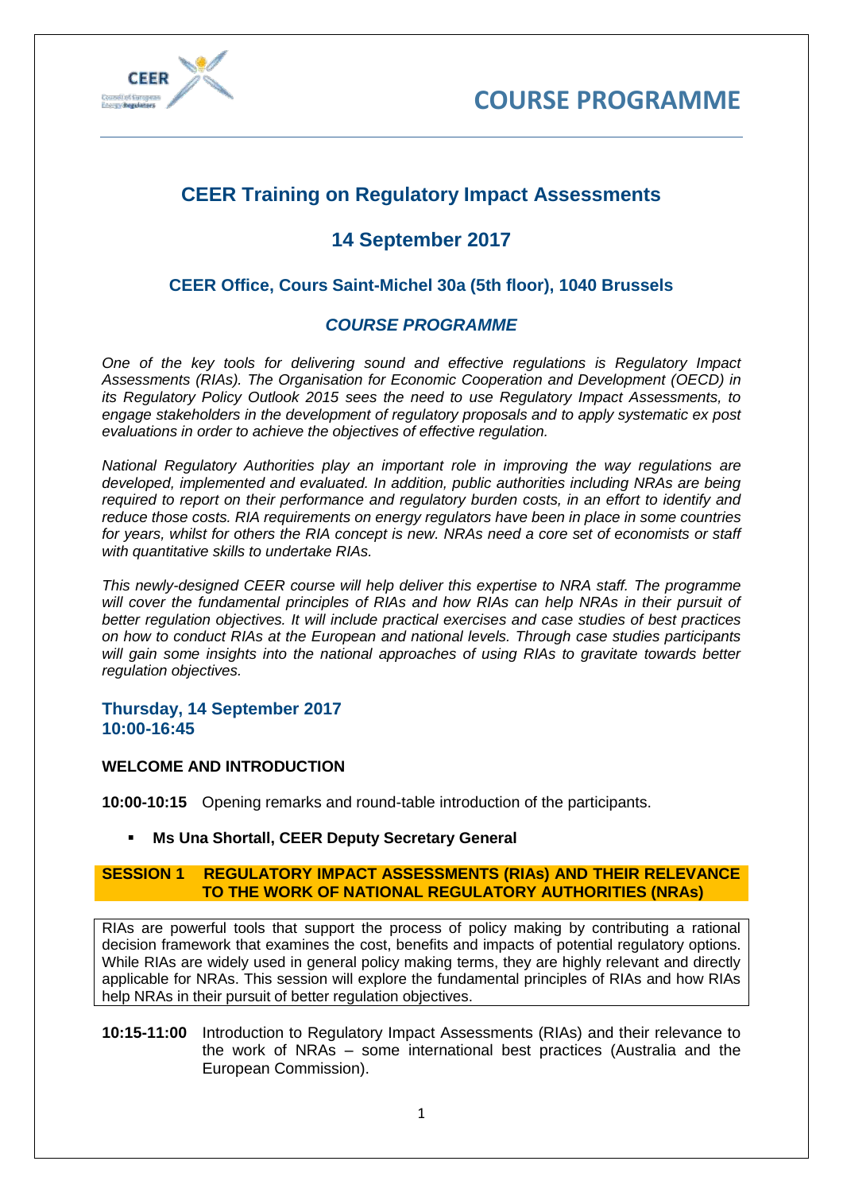# COURSE PROGRAMME

## CEER Training on Regulatory Impact Assessments

## 14 September 2017

### CEER Office, Cours Saint-Michel 30a (5th floor), 1040 Brussels

### *COURSE PROGRAMME*

*One of the key tools for delivering sound and effective regulations is Regulatory Impact Assessments (RIAs). The Organisation for Economic Cooperation and Development (OECD) in its Regulatory Policy Outlook 2015 sees the need to use Regulatory Impact Assessments, to engage stakeholders in the development of regulatory proposals and to apply systematic ex post evaluations in order to achieve the objectives of effective regulation.*

*National Regulatory Authorities play an important role in improving the way regulations are developed, implemented and evaluated. In addition, public authorities including NRAs are being required to report on their performance and regulatory burden costs, in an effort to identify and reduce those costs. RIA requirements on energy regulators have been in place in some countries for years, whilst for others the RIA concept is new. NRAs need a core set of economists or staff with quantitative skills to undertake RIAs.*

*This newly-designed CEER course will help deliver this expertise to NRA staff. The programme will cover the fundamental principles of RIAs and how RIAs can help NRAs in their pursuit of better regulation objectives. It will include practical exercises and case studies of best practices on how to conduct RIAs at the European and national levels. Through case studies participants will gain some insights into the national approaches of using RIAs to gravitate towards better regulation objectives.*

### Thursday, 14 September 2017
### 10:00-16:45

**WELCOME AND INTRODUCTION**

**10:00-10:15** Opening remarks and round-table introduction of the participants.

- **Ms Una Shortall, CEER Deputy Secretary General**

**SESSION 1 REGULATORY IMPACT ASSESSMENTS (RIAs) AND THEIR RELEVANCE TO THE WORK OF NATIONAL REGULATORY AUTHORITIES (NRAs)**

RIAs are powerful tools that support the process of policy making by contributing a rational decision framework that examines the cost, benefits and impacts of potential regulatory options. While RIAs are widely used in general policy making terms, they are highly relevant and directly applicable for NRAs. This session will explore the fundamental principles of RIAs and how RIAs help NRAs in their pursuit of better regulation objectives.

**10:15-11:00** Introduction to Regulatory Impact Assessments (RIAs) and their relevance to the work of NRAs – some international best practices (Australia and the European Commission).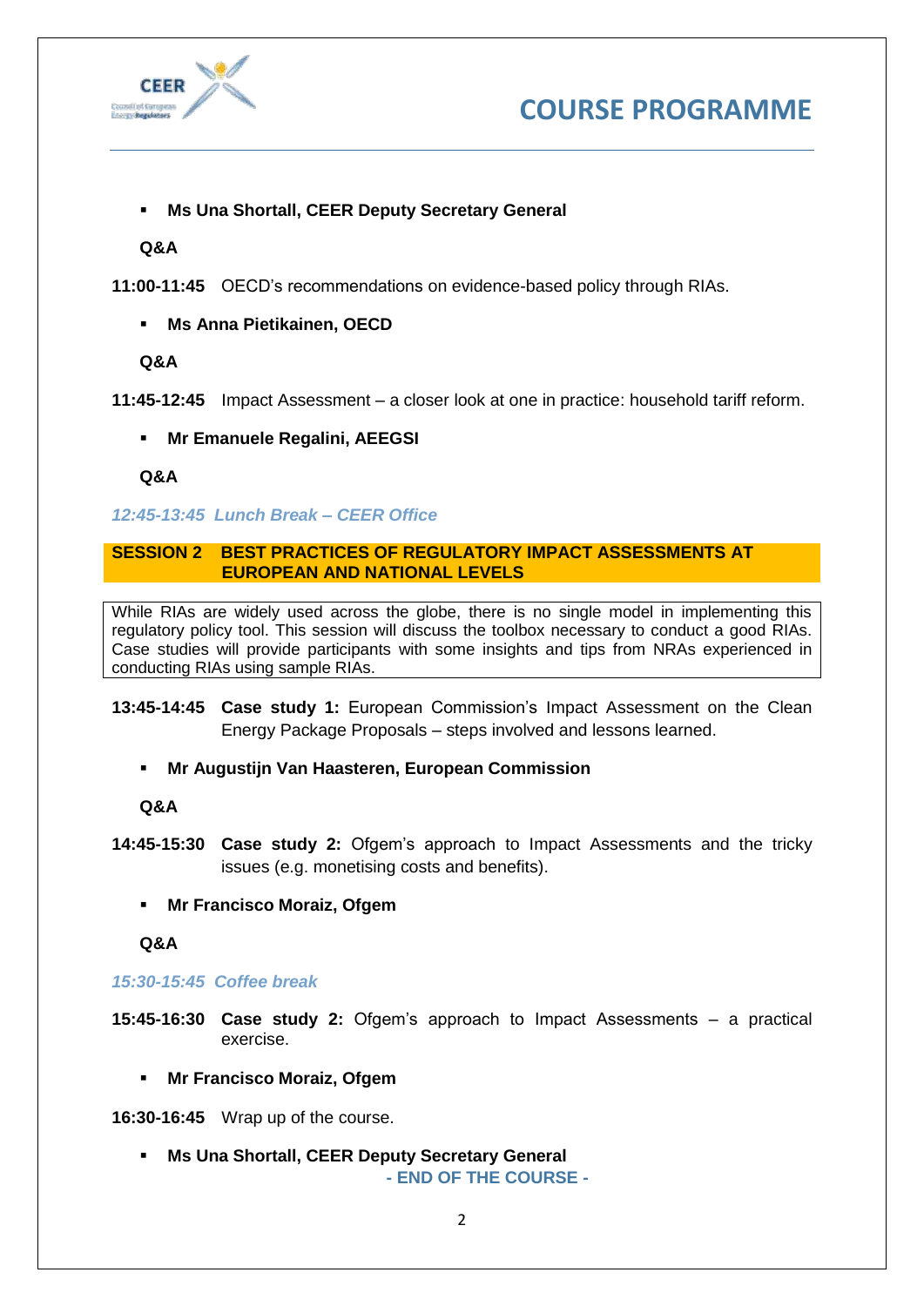- **Ms Una Shortall, CEER Deputy Secretary General**

**Q&A**

**11:00-11:45** OECD's recommendations on evidence-based policy through RIAs.

- **Ms Anna Pietikainen, OECD**

**Q&A**

**11:45-12:45** Impact Assessment – a closer look at one in practice: household tariff reform.

- **Mr Emanuele Regalini, AEEGSI**

**Q&A**

***12:45-13:45 Lunch Break – CEER Office***

## SESSION 2 BEST PRACTICES OF REGULATORY IMPACT ASSESSMENTS AT EUROPEAN AND NATIONAL LEVELS

While RIAs are widely used across the globe, there is no single model in implementing this regulatory policy tool. This session will discuss the toolbox necessary to conduct a good RIAs. Case studies will provide participants with some insights and tips from NRAs experienced in conducting RIAs using sample RIAs.

**13:45-14:45** **Case study 1:** European Commission's Impact Assessment on the Clean Energy Package Proposals – steps involved and lessons learned.

- **Mr Augustijn Van Haasteren, European Commission**

**Q&A**

**14:45-15:30** **Case study 2:** Ofgem's approach to Impact Assessments and the tricky issues (e.g. monetising costs and benefits).

- **Mr Francisco Moraiz, Ofgem**

**Q&A**

***15:30-15:45 Coffee break***

**15:45-16:30** **Case study 2:** Ofgem's approach to Impact Assessments – a practical exercise.

- **Mr Francisco Moraiz, Ofgem**

**16:30-16:45** Wrap up of the course.

- **Ms Una Shortall, CEER Deputy Secretary General**

**- END OF THE COURSE -**